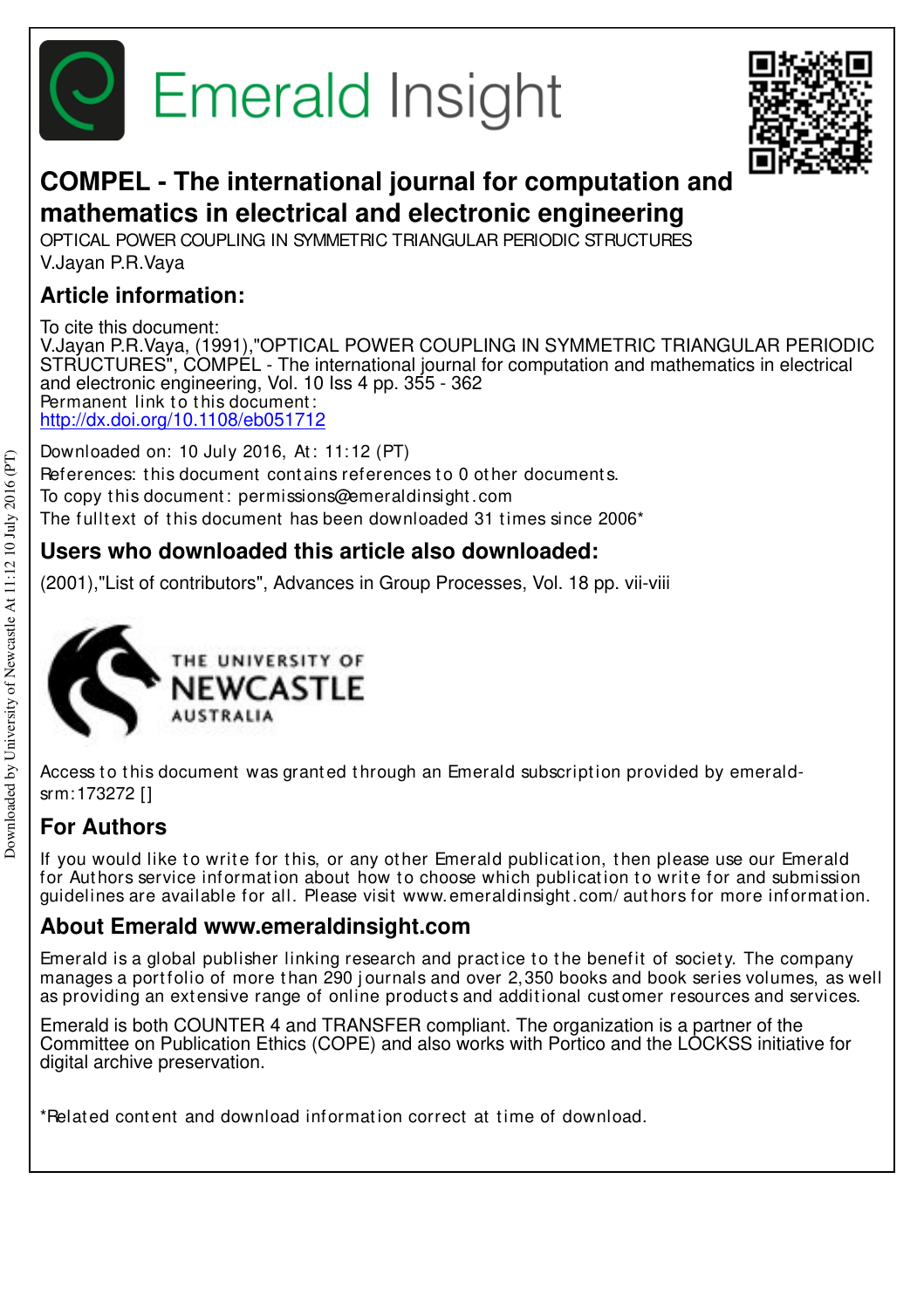# COMPEL - The international journal for computation and mathematics in electrical and electronic engineering

OPTICAL POWER COUPLING IN SYMMETRIC TRIANGULAR PERIODIC STRUCTURES
V.Jayan P.R.Vaya

## Article information:

To cite this document:
V.Jayan P.R.Vaya, (1991),"OPTICAL POWER COUPLING IN SYMMETRIC TRIANGULAR PERIODIC STRUCTURES", COMPEL - The international journal for computation and mathematics in electrical and electronic engineering, Vol. 10 Iss 4 pp. 355 - 362
Permanent link to this document:
http://dx.doi.org/10.1108/eb051712

Downloaded on: 10 July 2016, At: 11:12 (PT)
References: this document contains references to 0 other documents.
To copy this document: permissions@emeraldinsight.com
The fulltext of this document has been downloaded 31 times since 2006*

## Users who downloaded this article also downloaded:

(2001),"List of contributors", Advances in Group Processes, Vol. 18 pp. vii-viii

Access to this document was granted through an Emerald subscription provided by emerald-srm:173272 []

## For Authors

If you would like to write for this, or any other Emerald publication, then please use our Emerald for Authors service information about how to choose which publication to write for and submission guidelines are available for all. Please visit www.emeraldinsight.com/authors for more information.

## About Emerald www.emeraldinsight.com

Emerald is a global publisher linking research and practice to the benefit of society. The company manages a portfolio of more than 290 journals and over 2,350 books and book series volumes, as well as providing an extensive range of online products and additional customer resources and services.

Emerald is both COUNTER 4 and TRANSFER compliant. The organization is a partner of the Committee on Publication Ethics (COPE) and also works with Portico and the LOCKSS initiative for digital archive preservation.

*Related content and download information correct at time of download.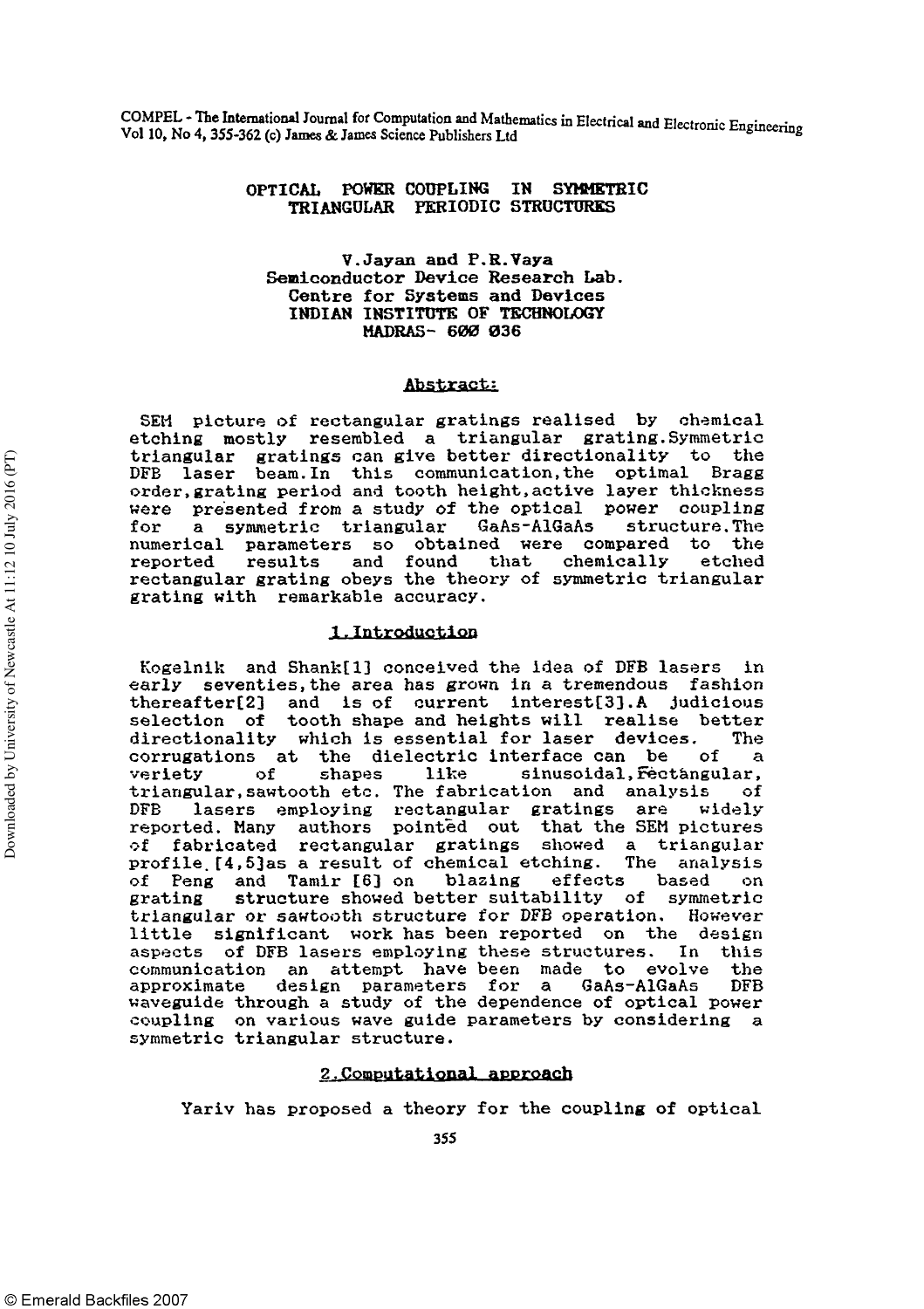# OPTICAL POWER COUPLING IN SYMMETRIC TRIANGULAR PERIODIC STRUCTURES

V.Jayan and P.R.Vaya
Semiconductor Device Research Lab.
Centre for Systems and Devices
INDIAN INSTITUTE OF TECHNOLOGY
MADRAS- 600 036

## Abstract:

SEM picture of rectangular gratings realised by chemical etching mostly resembled a triangular grating. Symmetric triangular gratings can give better directionality to the DFB laser beam. In this communication, the optimal Bragg order, grating period and tooth height, active layer thickness were presented from a study of the optical power coupling for a symmetric triangular GaAs-AlGaAs structure. The numerical parameters so obtained were compared to the reported results and found that chemically etched rectangular grating obeys the theory of symmetric triangular grating with remarkable accuracy.

## 1. Introduction

Kogelnik and Shank[1] conceived the idea of DFB lasers in early seventies, the area has grown in a tremendous fashion thereafter[2] and is of current interest[3]. A judicious selection of tooth shape and heights will realise better directionality which is essential for laser devices. The corrugations at the dielectric interface can be of a veriety of shapes like sinusoidal, rectangular, triangular, sawtooth etc. The fabrication and analysis of DFB lasers employing rectangular gratings are widely reported. Many authors pointed out that the SEM pictures of fabricated rectangular gratings showed a triangular profile [4,5] as a result of chemical etching. The analysis of Peng and Tamir [6] on blazing effects based on grating structure showed better suitability of symmetric triangular or sawtooth structure for DFB operation. However little significant work has been reported on the design aspects of DFB lasers employing these structures. In this communication an attempt have been made to evolve the approximate design parameters for a GaAs-AlGaAs DFB waveguide through a study of the dependence of optical power coupling on various wave guide parameters by considering a symmetric triangular structure.

## 2. Computational approach

Yariv has proposed a theory for the coupling of optical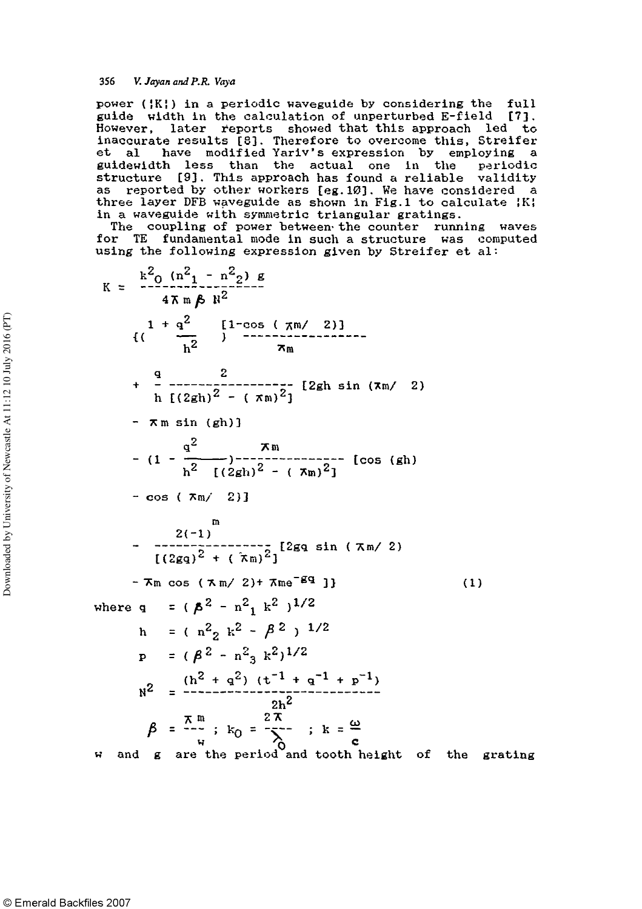power ($|K|$) in a periodic waveguide by considering the full guide width in the calculation of unperturbed E-field [7]. However, later reports showed that this approach led to inaccurate results [8]. Therefore to overcome this, Streifer et al have modified Yariv's expression by employing a guidewidth less than the actual one in the periodic structure [9]. This approach has found a reliable validity as reported by other workers [eg.10]. We have considered a three layer DFB waveguide as shown in Fig.1 to calculate $|K|$ in a waveguide with symmetric triangular gratings.

The coupling of power between the counter running waves for TE fundamental mode in such a structure was computed using the following expression given by Streifer et al:

$$
\begin{aligned}
K = \frac{k_0^2 (n_1^2 - n_2^2)\, g}{4\pi m \beta N^2}
&\Bigg\{ \left(\frac{1 + q^2}{h^2}\right) \frac{[1-\cos(\pi m/2)]}{\pi m} \\
&+ \frac{q}{h} \frac{2}{[(2gh)^2 - (\pi m)^2]} [2gh \sin(\pi m/2) \\
&- \pi m \sin(gh)] \\
&- \left(1 - \frac{q^2}{h^2}\right) \frac{\pi m}{[(2gh)^2 - (\pi m)^2]} [\cos(gh) \\
&- \cos(\pi m/2)] \\
&- \frac{2(-1)^m}{[(2gq)^2 + (\pi m)^2]} [2gq \sin(\pi m/2) \\
&- \pi m \cos(\pi m/2) + \pi m e^{-gq}] \Bigg\}
\end{aligned}
\qquad (1)
$$

where

$$q = (\beta^2 - n_1^2 k^2)^{1/2}$$

$$h = (n_2^2 k^2 - \beta^2)^{1/2}$$

$$p = (\beta^2 - n_3^2 k^2)^{1/2}$$

$$N^2 = \frac{(h^2 + q^2)(t^{-1} + q^{-1} + p^{-1})}{2h^2}$$

$$\beta = \frac{\pi m}{w} \; ; \; k_0 = \frac{2\pi}{\lambda_0} \; ; \; k = \frac{\omega}{c}$$

w and g are the period and tooth height of the grating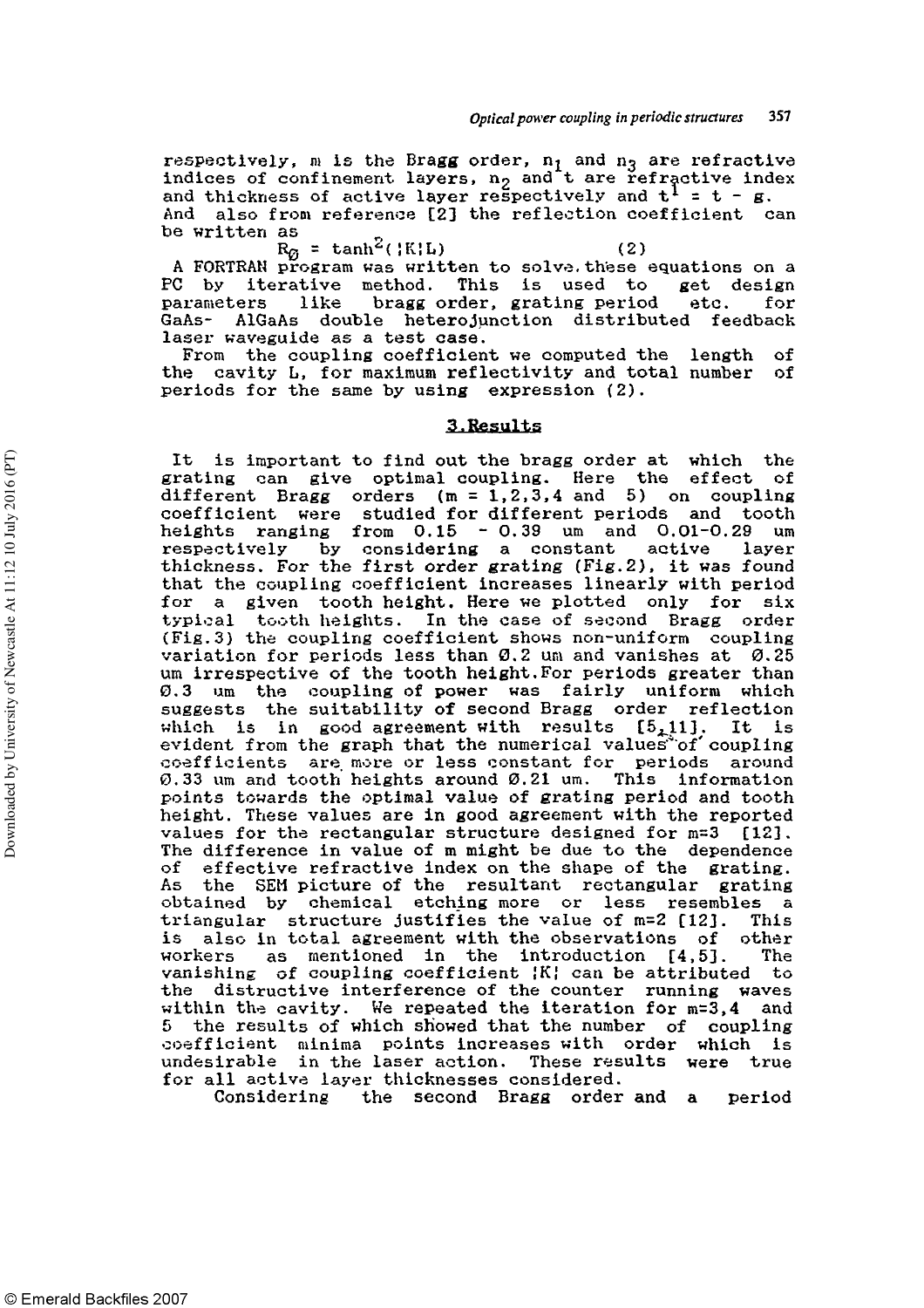respectively, m is the Bragg order, $n_1$ and $n_3$ are refractive indices of confinement layers, $n_2$ and t are refractive index and thickness of active layer respectively and $t^1 = t - g$.
And also from reference [2] the reflection coefficient can be written as

$$R_{\emptyset} = \tanh^2(|K|L) \qquad (2)$$

A FORTRAN program was written to solve these equations on a PC by iterative method. This is used to get design parameters like bragg order, grating period etc. for GaAs- AlGaAs double heterojunction distributed feedback laser waveguide as a test case.

From the coupling coefficient we computed the length of the cavity L, for maximum reflectivity and total number of periods for the same by using expression (2).

## 3. Results

It is important to find out the bragg order at which the grating can give optimal coupling. Here the effect of different Bragg orders (m = 1,2,3,4 and 5) on coupling coefficient were studied for different periods and tooth heights ranging from 0.15 - 0.39 um and 0.01-0.29 um respectively by considering a constant active layer thickness. For the first order grating (Fig.2), it was found that the coupling coefficient increases linearly with period for a given tooth height. Here we plotted only for six typical tooth heights. In the case of second Bragg order (Fig.3) the coupling coefficient shows non-uniform coupling variation for periods less than 0.2 um and vanishes at 0.25 um irrespective of the tooth height. For periods greater than 0.3 um the coupling of power was fairly uniform which suggests the suitability of second Bragg order reflection which is in good agreement with results [5,11]. It is evident from the graph that the numerical values of coupling coefficients are more or less constant for periods around 0.33 um and tooth heights around 0.21 um. This information points towards the optimal value of grating period and tooth height. These values are in good agreement with the reported values for the rectangular structure designed for m=3 [12]. The difference in value of m might be due to the dependence of effective refractive index on the shape of the grating. As the SEM picture of the resultant rectangular grating obtained by chemical etching more or less resembles a triangular structure justifies the value of m=2 [12]. This is also in total agreement with the observations of other workers as mentioned in the introduction [4,5]. The vanishing of coupling coefficient |K| can be attributed to the distructive interference of the counter running waves within the cavity. We repeated the iteration for m=3,4 and 5 the results of which showed that the number of coupling coefficient minima points increases with order which is undesirable in the laser action. These results were true for all active layer thicknesses considered.

Considering the second Bragg order and a period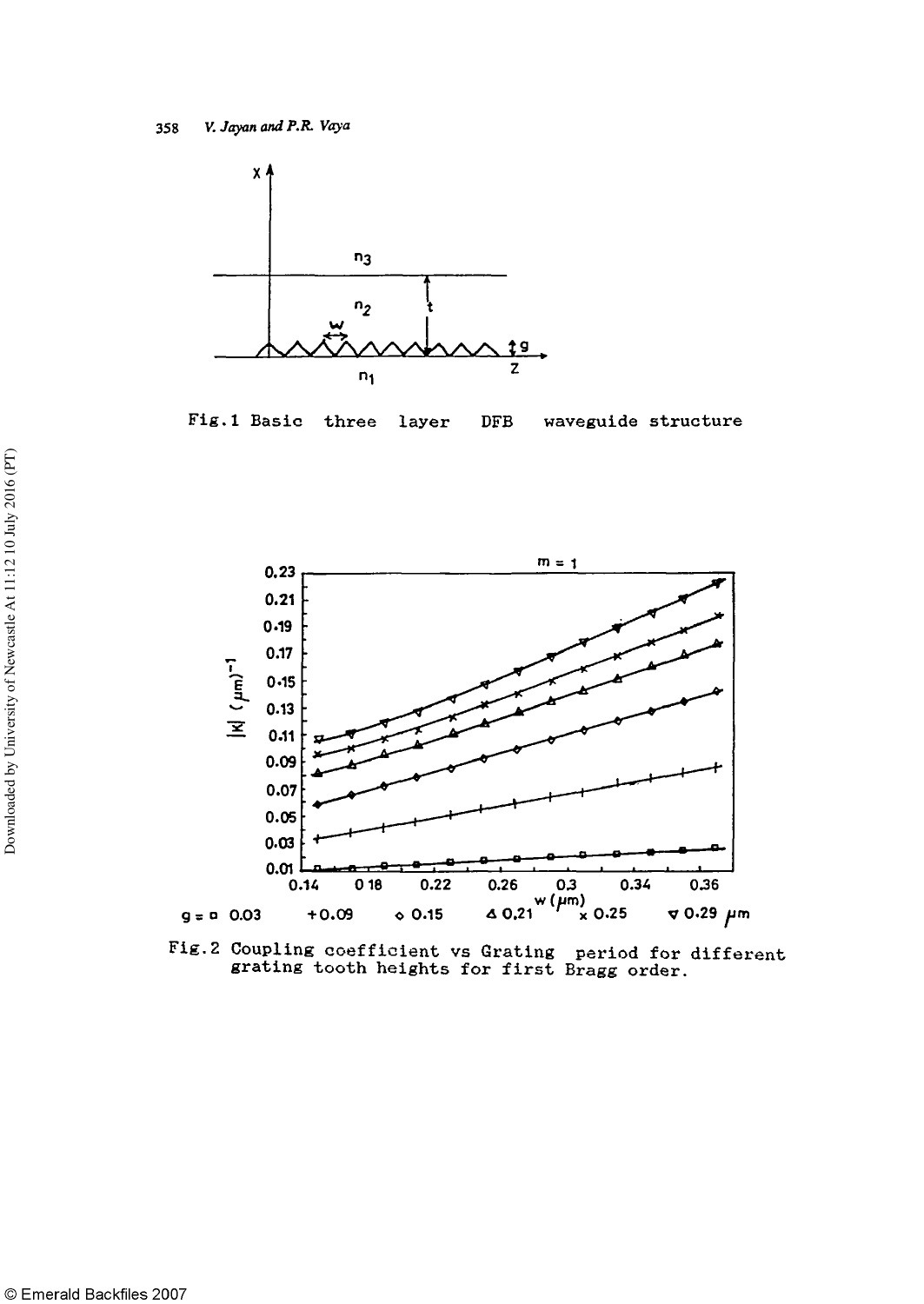Fig.1 Basic three layer DFB waveguide structure

Fig.2 Coupling coefficient vs Grating period for different grating tooth heights for first Bragg order.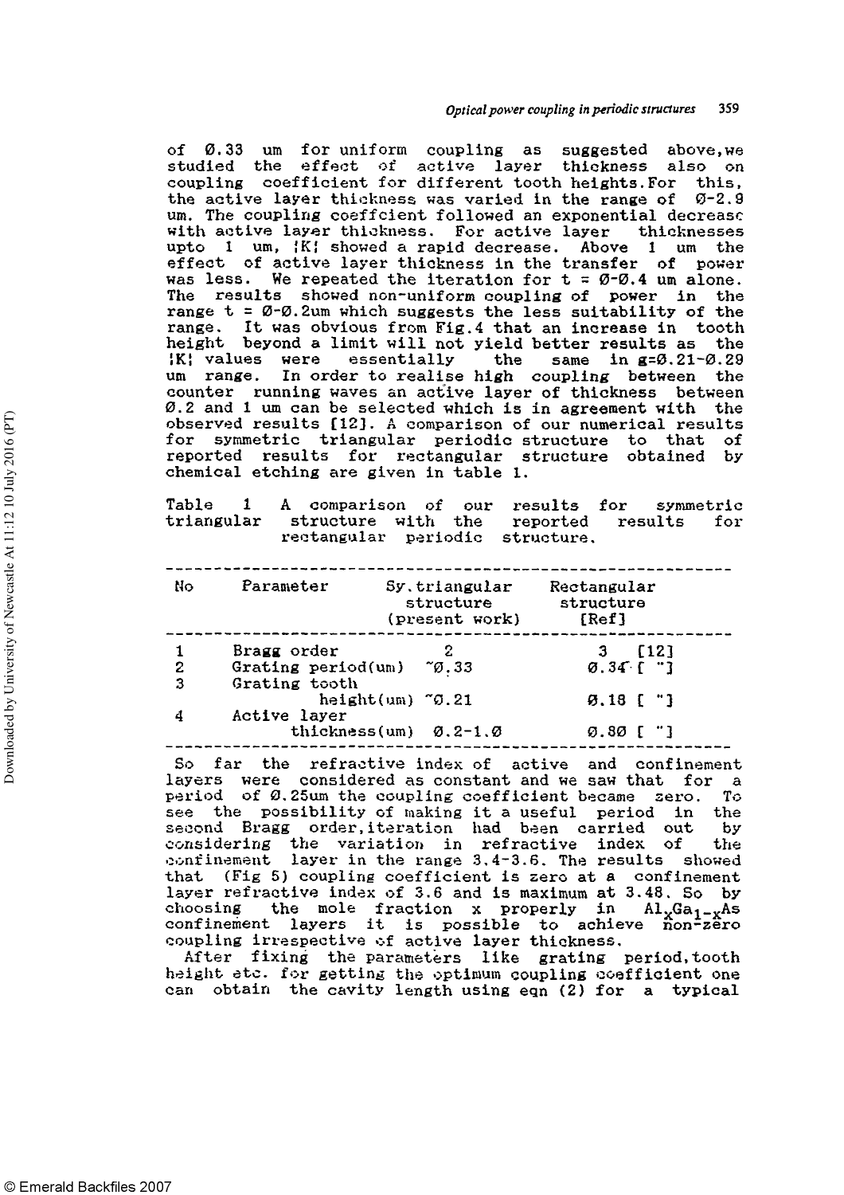of 0.33 um for uniform coupling as suggested above, we studied the effect of active layer thickness also on coupling coeffcient for different tooth heights. For this, the active layer thickness was varied in the range of 0-2.9 um. The coupling coeffcient followed an exponential decrease with active layer thickness. For active layer thicknesses upto 1 um, |K| showed a rapid decrease. Above 1 um the effect of active layer thickness in the transfer of power was less. We repeated the iteration for t = 0-0.4 um alone. The results showed non-uniform coupling of power in the range t = 0-0.2um which suggests the less suitability of the range. It was obvious from Fig.4 that an increase in tooth height beyond a limit will not yield better results as the |K| values were essentially the same in g=0.21-0.29 um range. In order to realise high coupling between the counter running waves an active layer of thickness between 0.2 and 1 um can be selected which is in agreement with the observed results [12]. A comparison of our numerical results for symmetric triangular periodic structure to that of reported results for rectangular structure obtained by chemical etching are given in table 1.

Table 1 A comparison of our results for symmetric triangular structure with the reported results for rectangular periodic structure.

| No | Parameter | Sy. triangular structure (present work) | Rectangular structure [Ref] |
|---|---|---|---|
| 1 | Bragg order | 2 | 3 [12] |
| 2 | Grating period(um) | ~0.33 | 0.34 [ " ] |
| 3 | Grating tooth height(um) | ~0.21 | 0.18 [ " ] |
| 4 | Active layer thickness(um) | 0.2-1.0 | 0.80 [ " ] |

So far the refractive index of active and confinement layers were considered as constant and we saw that for a period of 0.25um the coupling coefficient became zero. To see the possibility of making it a useful period in the second Bragg order, iteration had been carried out by considering the variation in refractive index of the confinement layer in the range 3.4-3.6. The results showed that (Fig 5) coupling coefficient is zero at a confinement layer refractive index of 3.6 and is maximum at 3.48. So by choosing the mole fraction x properly in $Al_xGa_{1-x}As$ confinement layers it is possible to achieve non-zero coupling irrespective of active layer thickness.

After fixing the parameters like grating period, tooth height etc. for getting the optimum coupling coefficient one can obtain the cavity length using eqn (2) for a typical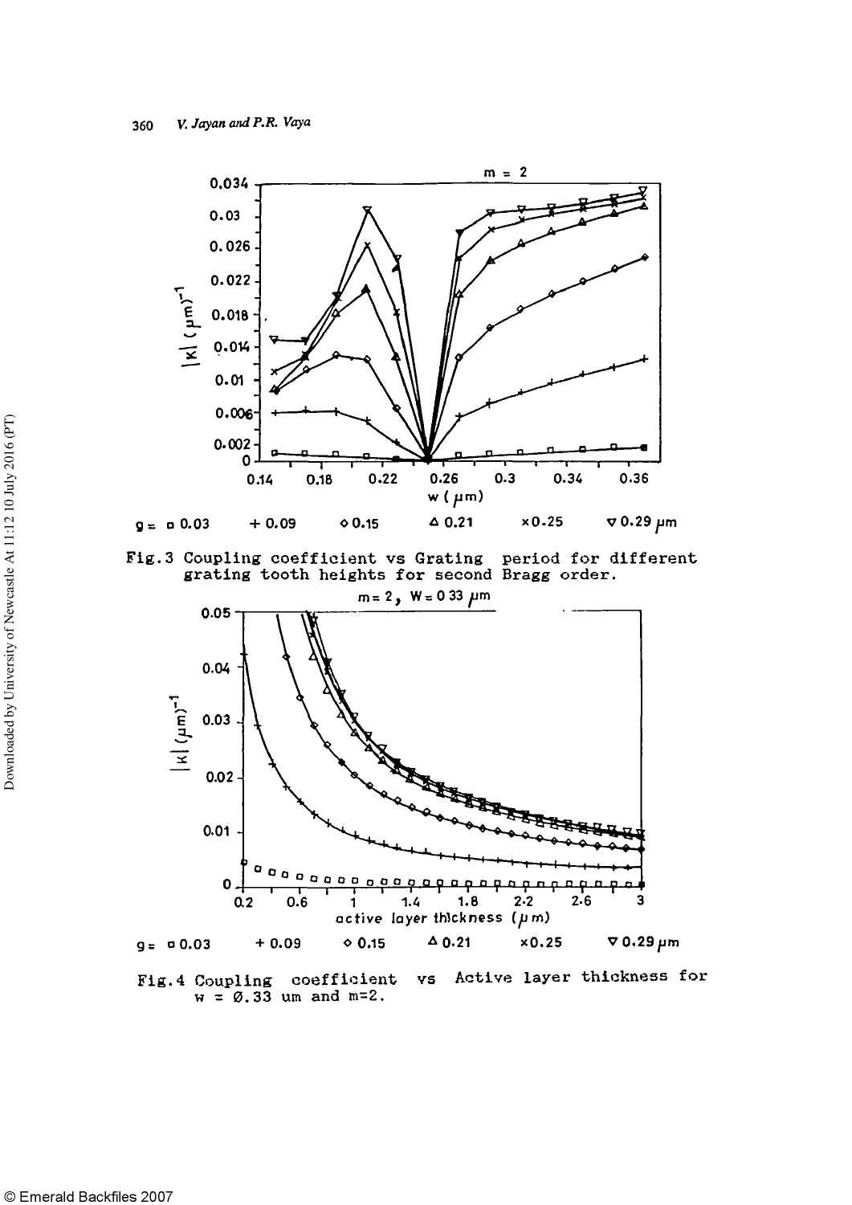m = 2

g = □ 0.03 + 0.09 ◇ 0.15 △ 0.21 × 0.25 ▽ 0.29 μm

Fig.3 Coupling coefficient vs Grating period for different grating tooth heights for second Bragg order.

m = 2, W = 0.33 μm

g = □ 0.03 + 0.09 ◇ 0.15 △ 0.21 × 0.25 ▽ 0.29 μm

Fig.4 Coupling coefficient vs Active layer thickness for w = 0.33 um and m=2.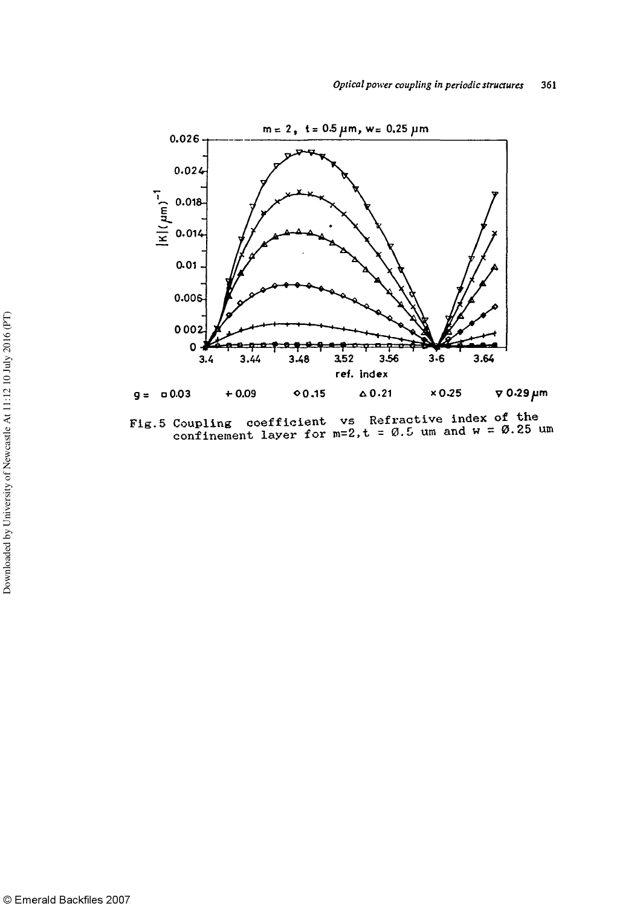Fig.5 Coupling coefficient vs Refractive index of the confinement layer for $m=2, t = 0.5$ um and $w = 0.25$ um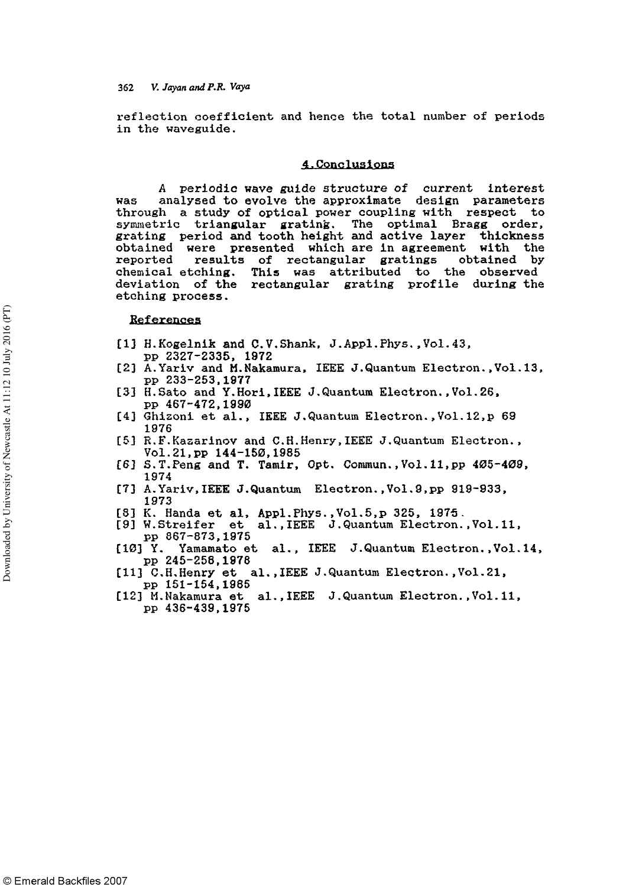reflection coefficient and hence the total number of periods in the waveguide.

## 4. Conclusions

A periodic wave guide structure of current interest was analysed to evolve the approximate design parameters through a study of optical power coupling with respect to symmetric triangular grating. The optimal Bragg order, grating period and tooth height and active layer thickness obtained were presented which are in agreement with the reported results of rectangular gratings obtained by chemical etching. This was attributed to the observed deviation of the rectangular grating profile during the etching process.

## References

[1] H.Kogelnik and C.V.Shank, J.Appl.Phys., Vol.43, pp 2327-2335, 1972

[2] A.Yariv and M.Nakamura, IEEE J.Quantum Electron., Vol.13, pp 233-253, 1977

[3] H.Sato and Y.Hori, IEEE J.Quantum Electron., Vol.26, pp 467-472, 1990

[4] Ghizoni et al., IEEE J.Quantum Electron., Vol.12, p 69 1976

[5] R.F.Kazarinov and C.H.Henry, IEEE J.Quantum Electron., Vol.21, pp 144-150, 1985

[6] S.T.Peng and T. Tamir, Opt. Commun., Vol.11, pp 405-409, 1974

[7] A.Yariv, IEEE J.Quantum Electron., Vol.9, pp 919-933, 1973

[8] K. Handa et al, Appl.Phys., Vol.5, p 325, 1975.

[9] W.Streifer et al., IEEE J.Quantum Electron., Vol.11, pp 867-873, 1975

[10] Y. Yamamato et al., IEEE J.Quantum Electron., Vol.14, pp 245-258, 1978

[11] C.H.Henry et al., IEEE J.Quantum Electron., Vol.21, pp 151-154, 1985

[12] M.Nakamura et al., IEEE J.Quantum Electron., Vol.11, pp 436-439, 1975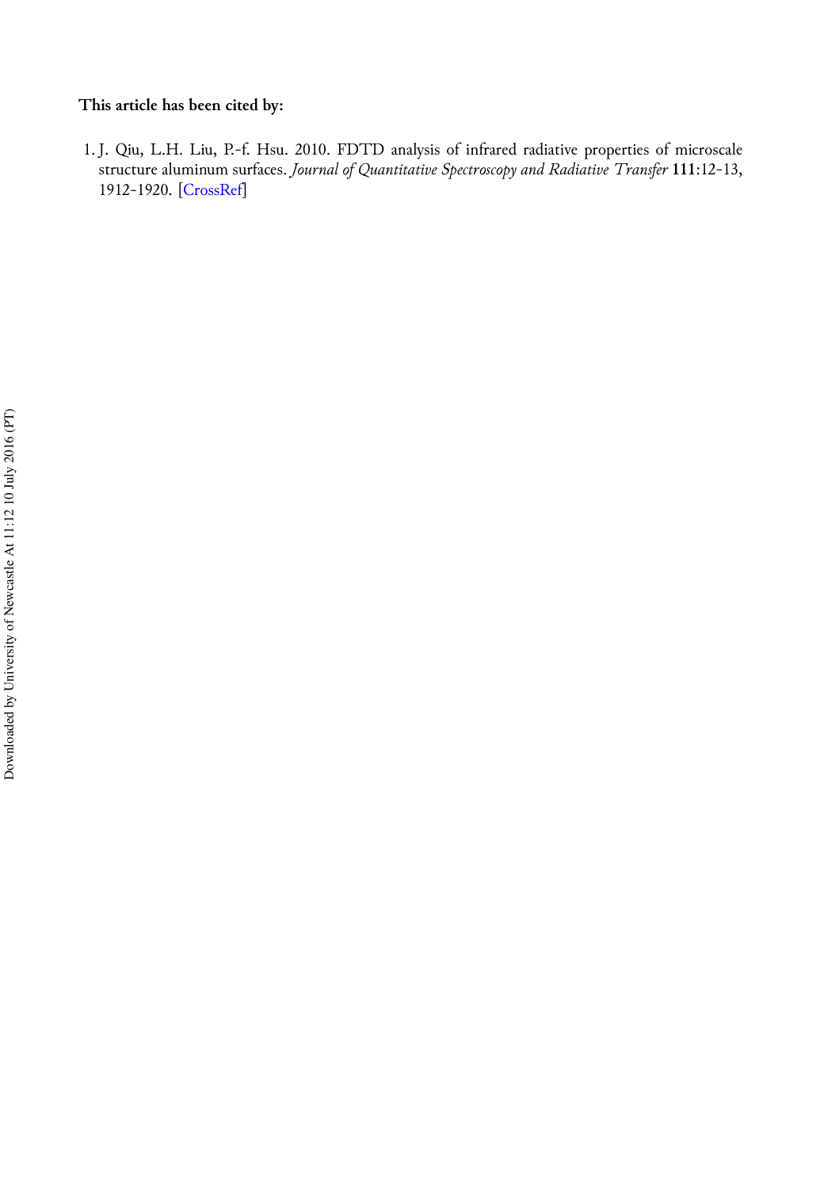**This article has been cited by:**

1. J. Qiu, L.H. Liu, P.-f. Hsu. 2010. FDTD analysis of infrared radiative properties of microscale structure aluminum surfaces. *Journal of Quantitative Spectroscopy and Radiative Transfer* **111**:12-13, 1912-1920. [CrossRef]